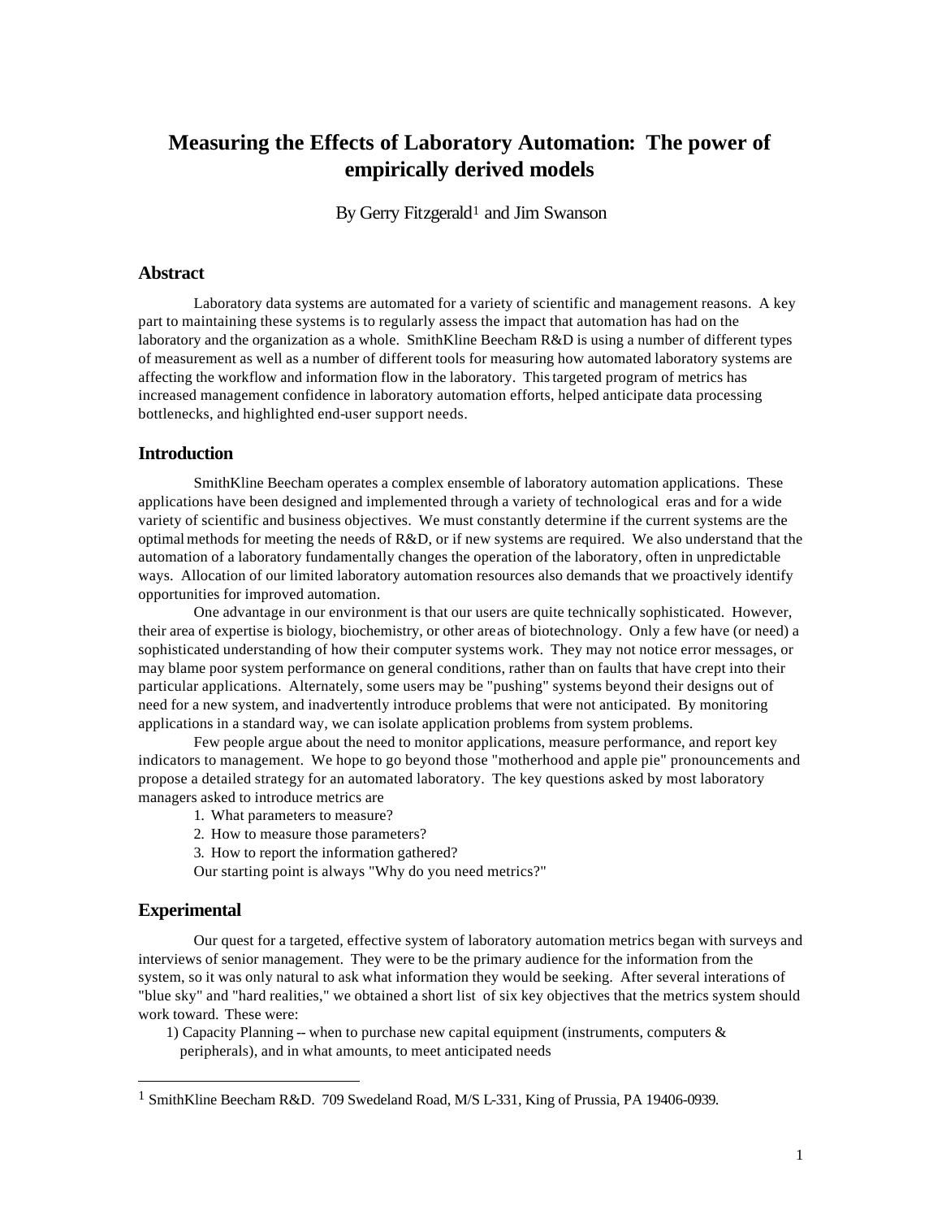# Measuring the Effects of Laboratory Automation: The power of empirically derived models

By Gerry Fitzgerald[1] and Jim Swanson

## Abstract

Laboratory data systems are automated for a variety of scientific and management reasons. A key part to maintaining these systems is to regularly assess the impact that automation has had on the laboratory and the organization as a whole. SmithKline Beecham R&D is using a number of different types of measurement as well as a number of different tools for measuring how automated laboratory systems are affecting the workflow and information flow in the laboratory. This targeted program of metrics has increased management confidence in laboratory automation efforts, helped anticipate data processing bottlenecks, and highlighted end-user support needs.

## Introduction

SmithKline Beecham operates a complex ensemble of laboratory automation applications. These applications have been designed and implemented through a variety of technological eras and for a wide variety of scientific and business objectives. We must constantly determine if the current systems are the optimal methods for meeting the needs of R&D, or if new systems are required. We also understand that the automation of a laboratory fundamentally changes the operation of the laboratory, often in unpredictable ways. Allocation of our limited laboratory automation resources also demands that we proactively identify opportunities for improved automation.

One advantage in our environment is that our users are quite technically sophisticated. However, their area of expertise is biology, biochemistry, or other areas of biotechnology. Only a few have (or need) a sophisticated understanding of how their computer systems work. They may not notice error messages, or may blame poor system performance on general conditions, rather than on faults that have crept into their particular applications. Alternately, some users may be "pushing" systems beyond their designs out of need for a new system, and inadvertently introduce problems that were not anticipated. By monitoring applications in a standard way, we can isolate application problems from system problems.

Few people argue about the need to monitor applications, measure performance, and report key indicators to management. We hope to go beyond those "motherhood and apple pie" pronouncements and propose a detailed strategy for an automated laboratory. The key questions asked by most laboratory managers asked to introduce metrics are

1. What parameters to measure?
2. How to measure those parameters?
3. How to report the information gathered?

Our starting point is always "Why do you need metrics?"

## Experimental

Our quest for a targeted, effective system of laboratory automation metrics began with surveys and interviews of senior management. They were to be the primary audience for the information from the system, so it was only natural to ask what information they would be seeking. After several interations of "blue sky" and "hard realities," we obtained a short list of six key objectives that the metrics system should work toward. These were:

1) Capacity Planning -- when to purchase new capital equipment (instruments, computers & peripherals), and in what amounts, to meet anticipated needs

[1] SmithKline Beecham R&D. 709 Swedeland Road, M/S L-331, King of Prussia, PA 19406-0939.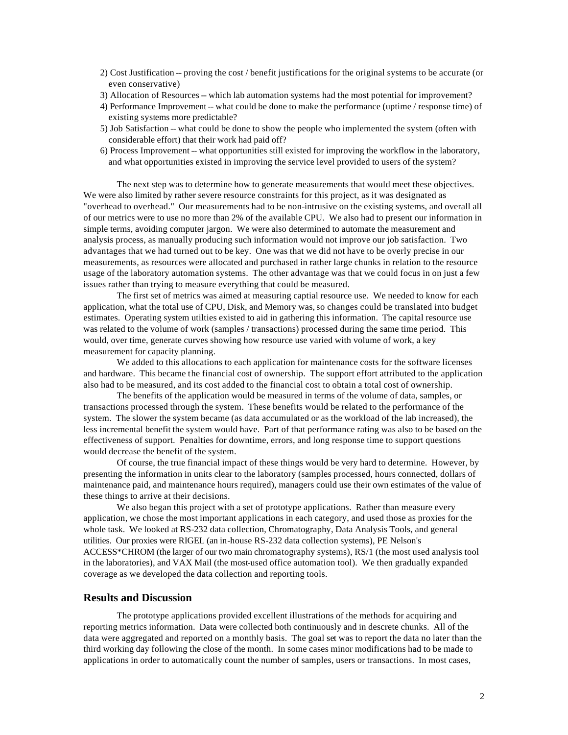2) Cost Justification -- proving the cost / benefit justifications for the original systems to be accurate (or even conservative)
3) Allocation of Resources -- which lab automation systems had the most potential for improvement?
4) Performance Improvement -- what could be done to make the performance (uptime / response time) of existing systems more predictable?
5) Job Satisfaction -- what could be done to show the people who implemented the system (often with considerable effort) that their work had paid off?
6) Process Improvement -- what opportunities still existed for improving the workflow in the laboratory, and what opportunities existed in improving the service level provided to users of the system?

The next step was to determine how to generate measurements that would meet these objectives. We were also limited by rather severe resource constraints for this project, as it was designated as "overhead to overhead." Our measurements had to be non-intrusive on the existing systems, and overall all of our metrics were to use no more than 2% of the available CPU. We also had to present our information in simple terms, avoiding computer jargon. We were also determined to automate the measurement and analysis process, as manually producing such information would not improve our job satisfaction. Two advantages that we had turned out to be key. One was that we did not have to be overly precise in our measurements, as resources were allocated and purchased in rather large chunks in relation to the resource usage of the laboratory automation systems. The other advantage was that we could focus in on just a few issues rather than trying to measure everything that could be measured.

The first set of metrics was aimed at measuring captial resource use. We needed to know for each application, what the total use of CPU, Disk, and Memory was, so changes could be translated into budget estimates. Operating system utilties existed to aid in gathering this information. The capital resource use was related to the volume of work (samples / transactions) processed during the same time period. This would, over time, generate curves showing how resource use varied with volume of work, a key measurement for capacity planning.

We added to this allocations to each application for maintenance costs for the software licenses and hardware. This became the financial cost of ownership. The support effort attributed to the application also had to be measured, and its cost added to the financial cost to obtain a total cost of ownership.

The benefits of the application would be measured in terms of the volume of data, samples, or transactions processed through the system. These benefits would be related to the performance of the system. The slower the system became (as data accumulated or as the workload of the lab increased), the less incremental benefit the system would have. Part of that performance rating was also to be based on the effectiveness of support. Penalties for downtime, errors, and long response time to support questions would decrease the benefit of the system.

Of course, the true financial impact of these things would be very hard to determine. However, by presenting the information in units clear to the laboratory (samples processed, hours connected, dollars of maintenance paid, and maintenance hours required), managers could use their own estimates of the value of these things to arrive at their decisions.

We also began this project with a set of prototype applications. Rather than measure every application, we chose the most important applications in each category, and used those as proxies for the whole task. We looked at RS-232 data collection, Chromatography, Data Analysis Tools, and general utilities. Our proxies were RIGEL (an in-house RS-232 data collection systems), PE Nelson's ACCESS*CHROM (the larger of our two main chromatography systems), RS/1 (the most used analysis tool in the laboratories), and VAX Mail (the most-used office automation tool). We then gradually expanded coverage as we developed the data collection and reporting tools.

## Results and Discussion

The prototype applications provided excellent illustrations of the methods for acquiring and reporting metrics information. Data were collected both continuously and in descrete chunks. All of the data were aggregated and reported on a monthly basis. The goal set was to report the data no later than the third working day following the close of the month. In some cases minor modifications had to be made to applications in order to automatically count the number of samples, users or transactions. In most cases,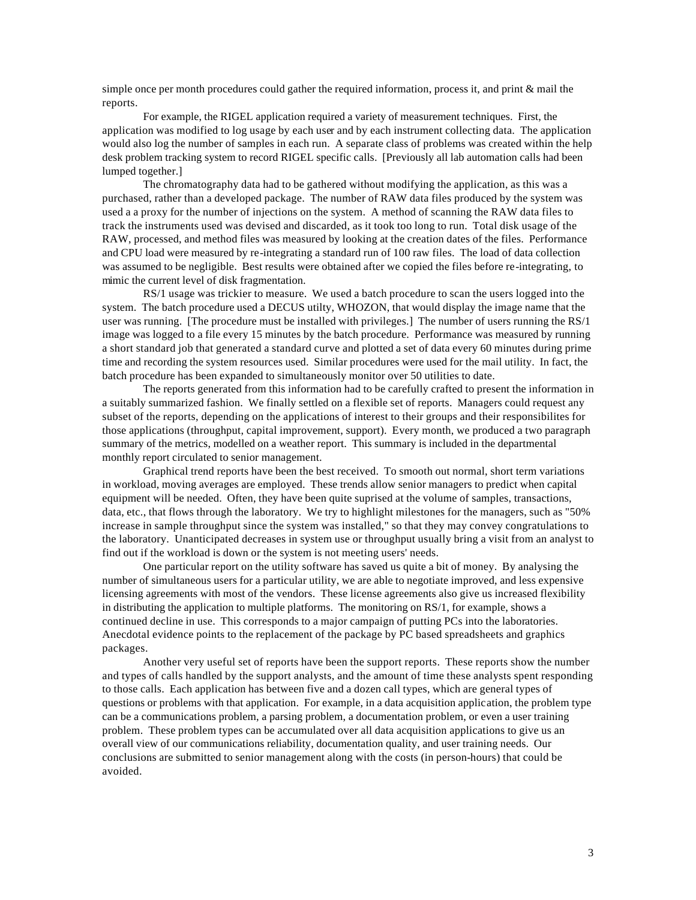simple once per month procedures could gather the required information, process it, and print & mail the reports.

For example, the RIGEL application required a variety of measurement techniques. First, the application was modified to log usage by each user and by each instrument collecting data. The application would also log the number of samples in each run. A separate class of problems was created within the help desk problem tracking system to record RIGEL specific calls. [Previously all lab automation calls had been lumped together.]

The chromatography data had to be gathered without modifying the application, as this was a purchased, rather than a developed package. The number of RAW data files produced by the system was used a a proxy for the number of injections on the system. A method of scanning the RAW data files to track the instruments used was devised and discarded, as it took too long to run. Total disk usage of the RAW, processed, and method files was measured by looking at the creation dates of the files. Performance and CPU load were measured by re-integrating a standard run of 100 raw files. The load of data collection was assumed to be negligible. Best results were obtained after we copied the files before re-integrating, to mimic the current level of disk fragmentation.

RS/1 usage was trickier to measure. We used a batch procedure to scan the users logged into the system. The batch procedure used a DECUS utilty, WHOZON, that would display the image name that the user was running. [The procedure must be installed with privileges.] The number of users running the RS/1 image was logged to a file every 15 minutes by the batch procedure. Performance was measured by running a short standard job that generated a standard curve and plotted a set of data every 60 minutes during prime time and recording the system resources used. Similar procedures were used for the mail utility. In fact, the batch procedure has been expanded to simultaneously monitor over 50 utilities to date.

The reports generated from this information had to be carefully crafted to present the information in a suitably summarized fashion. We finally settled on a flexible set of reports. Managers could request any subset of the reports, depending on the applications of interest to their groups and their responsibilites for those applications (throughput, capital improvement, support). Every month, we produced a two paragraph summary of the metrics, modelled on a weather report. This summary is included in the departmental monthly report circulated to senior management.

Graphical trend reports have been the best received. To smooth out normal, short term variations in workload, moving averages are employed. These trends allow senior managers to predict when capital equipment will be needed. Often, they have been quite suprised at the volume of samples, transactions, data, etc., that flows through the laboratory. We try to highlight milestones for the managers, such as "50% increase in sample throughput since the system was installed," so that they may convey congratulations to the laboratory. Unanticipated decreases in system use or throughput usually bring a visit from an analyst to find out if the workload is down or the system is not meeting users' needs.

One particular report on the utility software has saved us quite a bit of money. By analysing the number of simultaneous users for a particular utility, we are able to negotiate improved, and less expensive licensing agreements with most of the vendors. These license agreements also give us increased flexibility in distributing the application to multiple platforms. The monitoring on RS/1, for example, shows a continued decline in use. This corresponds to a major campaign of putting PCs into the laboratories. Anecdotal evidence points to the replacement of the package by PC based spreadsheets and graphics packages.

Another very useful set of reports have been the support reports. These reports show the number and types of calls handled by the support analysts, and the amount of time these analysts spent responding to those calls. Each application has between five and a dozen call types, which are general types of questions or problems with that application. For example, in a data acquisition application, the problem type can be a communications problem, a parsing problem, a documentation problem, or even a user training problem. These problem types can be accumulated over all data acquisition applications to give us an overall view of our communications reliability, documentation quality, and user training needs. Our conclusions are submitted to senior management along with the costs (in person-hours) that could be avoided.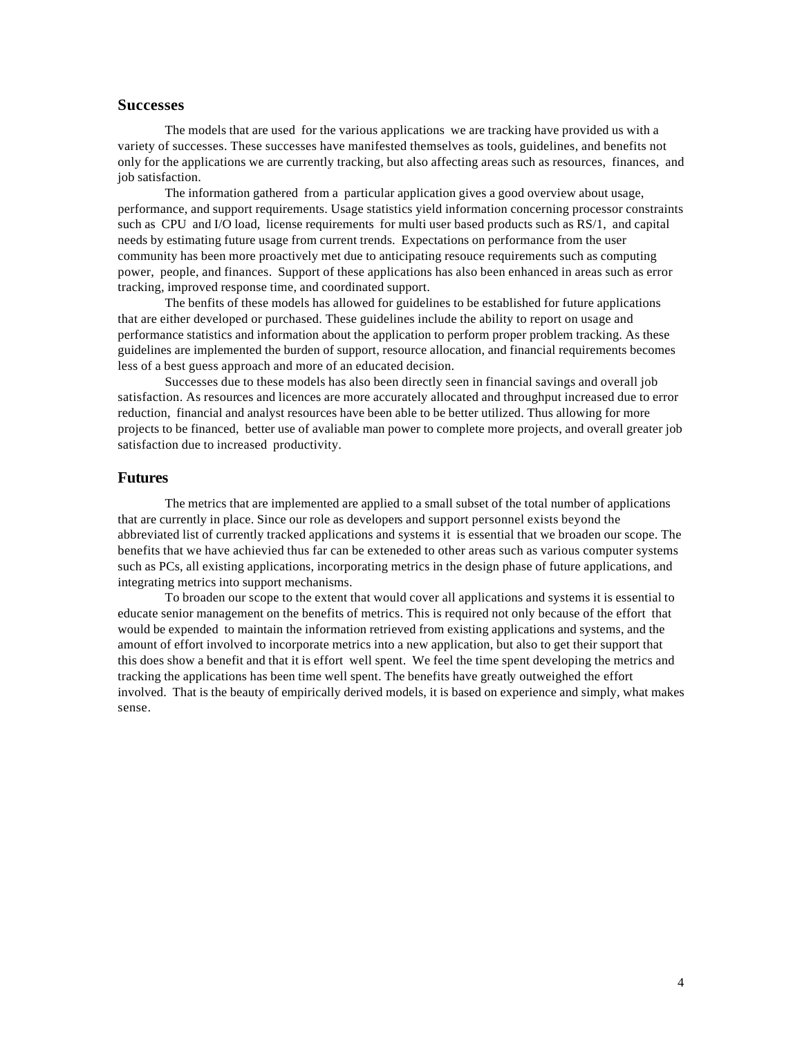## Successes

The models that are used for the various applications we are tracking have provided us with a variety of successes. These successes have manifested themselves as tools, guidelines, and benefits not only for the applications we are currently tracking, but also affecting areas such as resources, finances, and job satisfaction.

The information gathered from a particular application gives a good overview about usage, performance, and support requirements. Usage statistics yield information concerning processor constraints such as CPU and I/O load, license requirements for multi user based products such as RS/1, and capital needs by estimating future usage from current trends. Expectations on performance from the user community has been more proactively met due to anticipating resouce requirements such as computing power, people, and finances. Support of these applications has also been enhanced in areas such as error tracking, improved response time, and coordinated support.

The benfits of these models has allowed for guidelines to be established for future applications that are either developed or purchased. These guidelines include the ability to report on usage and performance statistics and information about the application to perform proper problem tracking. As these guidelines are implemented the burden of support, resource allocation, and financial requirements becomes less of a best guess approach and more of an educated decision.

Successes due to these models has also been directly seen in financial savings and overall job satisfaction. As resources and licences are more accurately allocated and throughput increased due to error reduction, financial and analyst resources have been able to be better utilized. Thus allowing for more projects to be financed, better use of avaliable man power to complete more projects, and overall greater job satisfaction due to increased productivity.

## Futures

The metrics that are implemented are applied to a small subset of the total number of applications that are currently in place. Since our role as developers and support personnel exists beyond the abbreviated list of currently tracked applications and systems it is essential that we broaden our scope. The benefits that we have achievied thus far can be exteneded to other areas such as various computer systems such as PCs, all existing applications, incorporating metrics in the design phase of future applications, and integrating metrics into support mechanisms.

To broaden our scope to the extent that would cover all applications and systems it is essential to educate senior management on the benefits of metrics. This is required not only because of the effort that would be expended to maintain the information retrieved from existing applications and systems, and the amount of effort involved to incorporate metrics into a new application, but also to get their support that this does show a benefit and that it is effort well spent. We feel the time spent developing the metrics and tracking the applications has been time well spent. The benefits have greatly outweighed the effort involved. That is the beauty of empirically derived models, it is based on experience and simply, what makes sense.